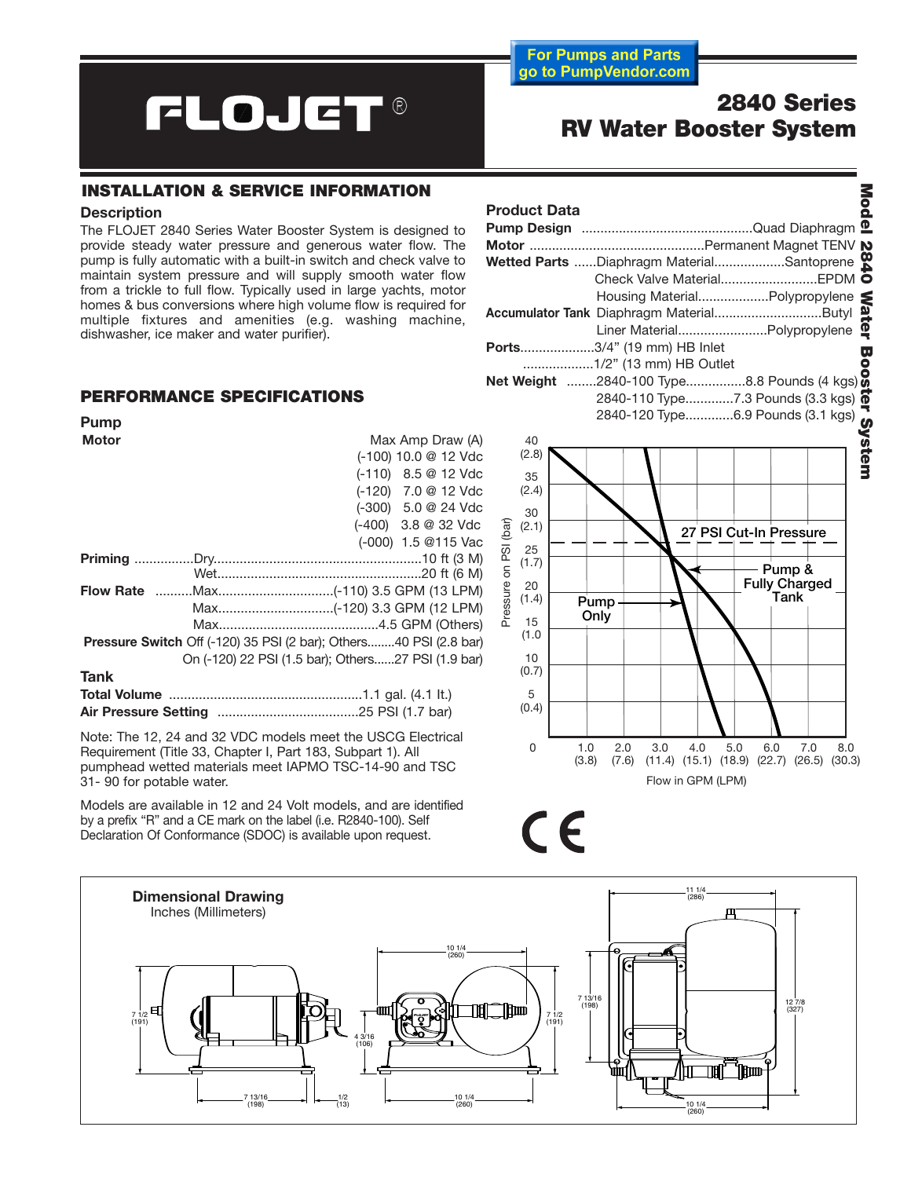For Pumps and Parts go to PumpVendor.com

# FLOJET®

# 2840 Series RV Water Booster System

## INSTALLATION & SERVICE INFORMATION

### Description

The FLOJET 2840 Series Water Booster System is designed to provide steady water pressure and generous water flow. The pump is fully automatic with a built-in switch and check valve to maintain system pressure and will supply smooth water flow from a trickle to full flow. Typically used in large yachts, motor homes & bus conversions where high volume flow is required for multiple fixtures and amenities (e.g. washing machine, dishwasher, ice maker and water purifier).

### Product Data

**Pump Design** ............................................Quad Diaphragm
**Motor** ............................................Permanent Magnet TENV
**Wetted Parts** ......Diaphragm Material..................Santoprene
Check Valve Material..........................EPDM
Housing Material..................Polypropylene
**Accumulator Tank** Diaphragm Material............................Butyl
Liner Material........................Polypropylene
**Ports**....................3/4" (19 mm) HB Inlet
..................1/2" (13 mm) HB Outlet
**Net Weight** ........2840-100 Type................8.8 Pounds (4 kgs)
2840-110 Type.............7.3 Pounds (3.3 kgs)
2840-120 Type.............6.9 Pounds (3.1 kgs)

## PERFORMANCE SPECIFICATIONS

### Pump

**Motor** Max Amp Draw (A)
(-100) 10.0 @ 12 Vdc
(-110) 8.5 @ 12 Vdc
(-120) 7.0 @ 12 Vdc
(-300) 5.0 @ 24 Vdc
(-400) 3.8 @ 32 Vdc
(-000) 1.5 @115 Vac

**Priming** ................Dry.......................................................10 ft (3 M)
Wet......................................................20 ft (6 M)

**Flow Rate** ..........Max..............................(-110) 3.5 GPM (13 LPM)
Max..............................(-120) 3.3 GPM (12 LPM)
Max..........................................4.5 GPM (Others)

**Pressure Switch** Off (-120) 35 PSI (2 bar); Others........40 PSI (2.8 bar)
On (-120) 22 PSI (1.5 bar); Others......27 PSI (1.9 bar)

### Tank

**Total Volume** ...................................................1.1 gal. (4.1 lt.)
**Air Pressure Setting** .....................................25 PSI (1.7 bar)

Note: The 12, 24 and 32 VDC models meet the USCG Electrical Requirement (Title 33, Chapter I, Part 183, Subpart 1). All pumphead wetted materials meet IAPMO TSC-14-90 and TSC 31- 90 for potable water.

Models are available in 12 and 24 Volt models, and are identified by a prefix "R" and a CE mark on the label (i.e. R2840-100). Self Declaration Of Conformance (SDOC) is available upon request.

Chart: Pressure on PSI (bar) vs. Flow in GPM (LPM) — 27 PSI Cut-In Pressure; Pump Only; Pump & Fully Charged Tank

CE

### Dimensional Drawing

Inches (Millimeters)

11 1/4 (286); 10 1/4 (260); 7 1/2 (191); 4 3/16 (106); 7 13/16 (198); 1/2 (13); 12 7/8 (327)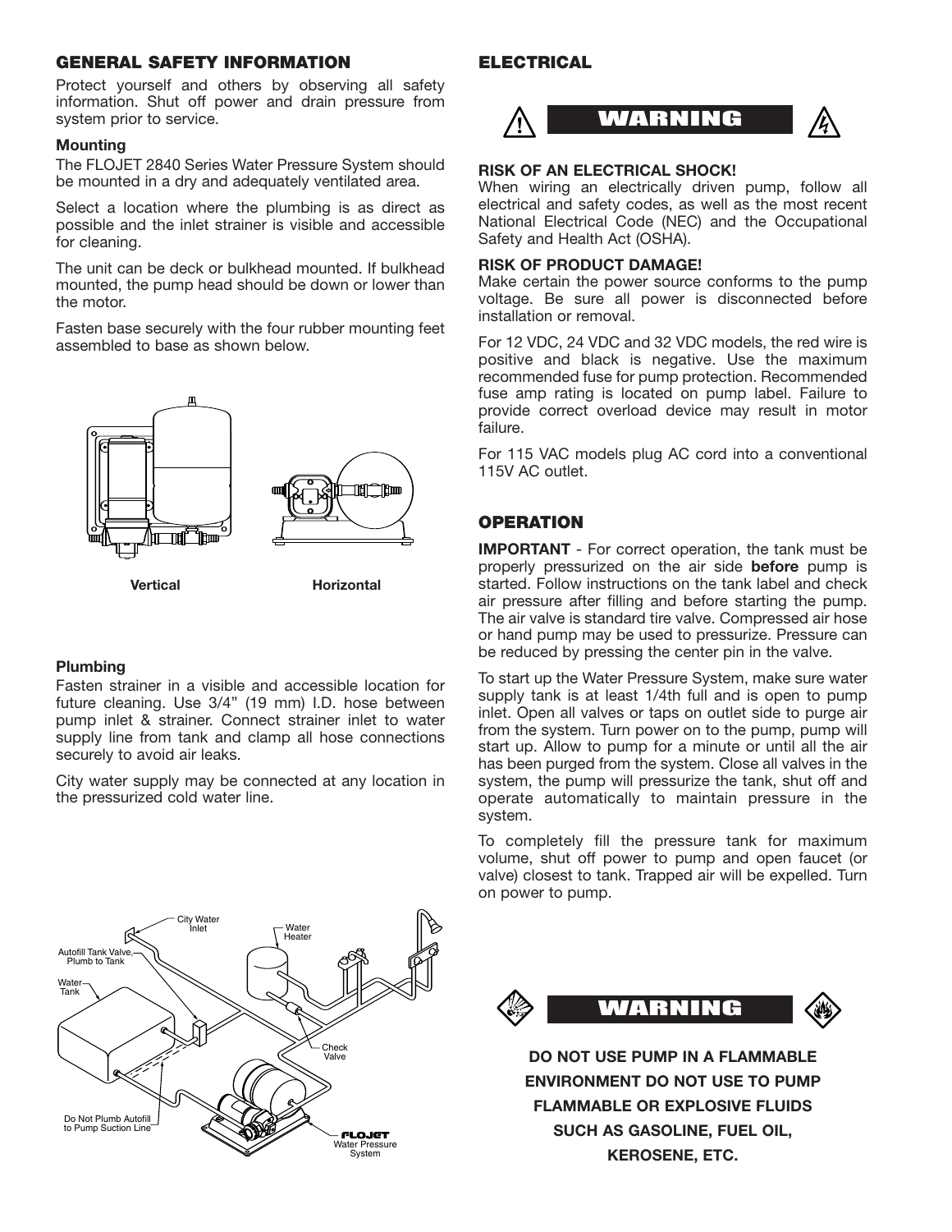## GENERAL SAFETY INFORMATION

Protect yourself and others by observing all safety information. Shut off power and drain pressure from system prior to service.

### Mounting

The FLOJET 2840 Series Water Pressure System should be mounted in a dry and adequately ventilated area.

Select a location where the plumbing is as direct as possible and the inlet strainer is visible and accessible for cleaning.

The unit can be deck or bulkhead mounted. If bulkhead mounted, the pump head should be down or lower than the motor.

Fasten base securely with the four rubber mounting feet assembled to base as shown below.

**Vertical** **Horizontal**

### Plumbing

Fasten strainer in a visible and accessible location for future cleaning. Use 3/4" (19 mm) I.D. hose between pump inlet & strainer. Connect strainer inlet to water supply line from tank and clamp all hose connections securely to avoid air leaks.

City water supply may be connected at any location in the pressurized cold water line.

City Water Inlet
Water Heater
Autofill Tank Valve, Plumb to Tank
Water Tank
Check Valve
Do Not Plumb Autofill to Pump Suction Line
FLOJET Water Pressure System

## ELECTRICAL

**WARNING**

**RISK OF AN ELECTRICAL SHOCK!**
When wiring an electrically driven pump, follow all electrical and safety codes, as well as the most recent National Electrical Code (NEC) and the Occupational Safety and Health Act (OSHA).

**RISK OF PRODUCT DAMAGE!**
Make certain the power source conforms to the pump voltage. Be sure all power is disconnected before installation or removal.

For 12 VDC, 24 VDC and 32 VDC models, the red wire is positive and black is negative. Use the maximum recommended fuse for pump protection. Recommended fuse amp rating is located on pump label. Failure to provide correct overload device may result in motor failure.

For 115 VAC models plug AC cord into a conventional 115V AC outlet.

## OPERATION

**IMPORTANT** - For correct operation, the tank must be properly pressurized on the air side **before** pump is started. Follow instructions on the tank label and check air pressure after filling and before starting the pump. The air valve is standard tire valve. Compressed air hose or hand pump may be used to pressurize. Pressure can be reduced by pressing the center pin in the valve.

To start up the Water Pressure System, make sure water supply tank is at least 1/4th full and is open to pump inlet. Open all valves or taps on outlet side to purge air from the system. Turn power on to the pump, pump will start up. Allow to pump for a minute or until all the air has been purged from the system. Close all valves in the system, the pump will pressurize the tank, shut off and operate automatically to maintain pressure in the system.

To completely fill the pressure tank for maximum volume, shut off power to pump and open faucet (or valve) closest to tank. Trapped air will be expelled. Turn on power to pump.

**WARNING**

**DO NOT USE PUMP IN A FLAMMABLE ENVIRONMENT DO NOT USE TO PUMP FLAMMABLE OR EXPLOSIVE FLUIDS SUCH AS GASOLINE, FUEL OIL, KEROSENE, ETC.**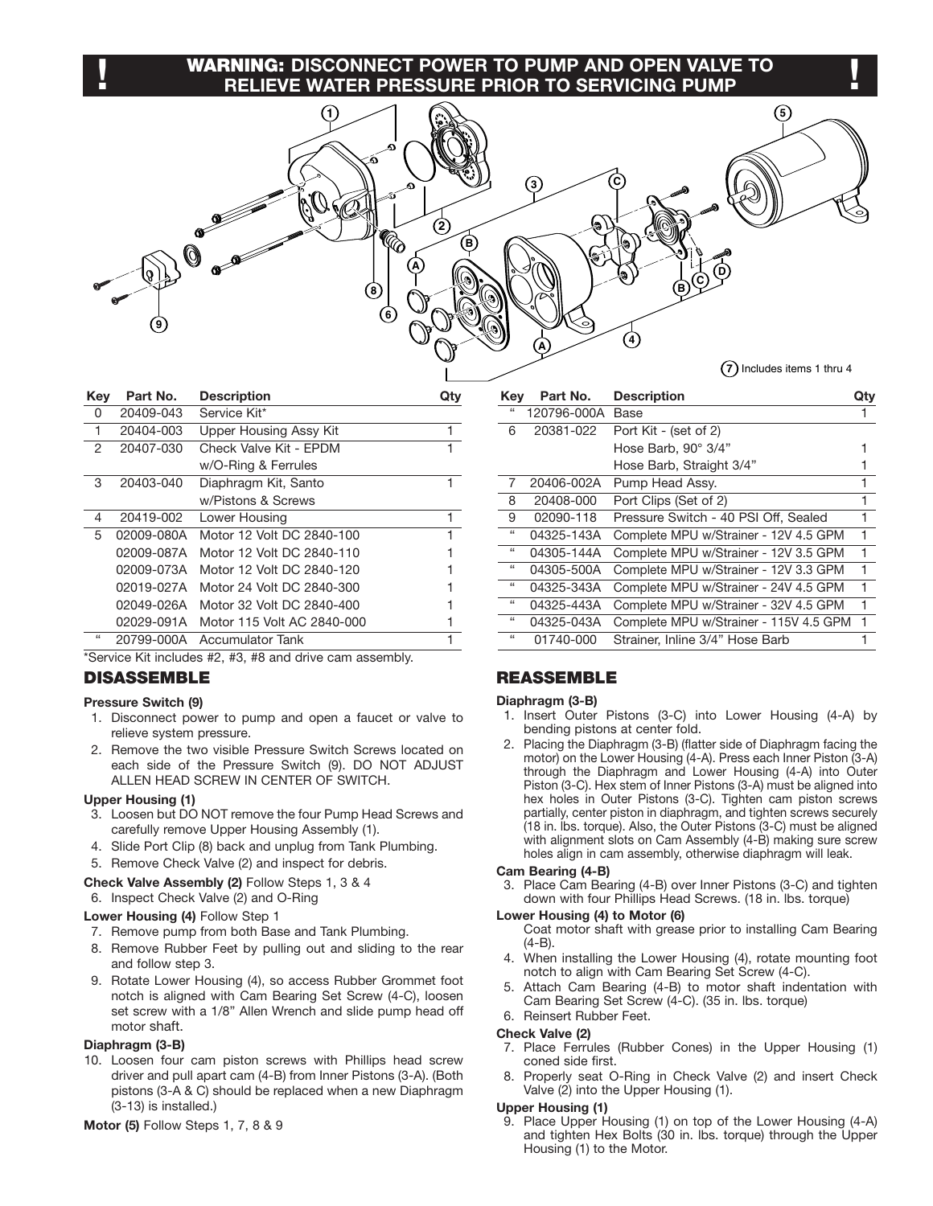## ! WARNING: DISCONNECT POWER TO PUMP AND OPEN VALVE TO RELIEVE WATER PRESSURE PRIOR TO SERVICING PUMP !

(7) Includes items 1 thru 4

| Key | Part No. | Description | Qty |
|---|---|---|---|
| 0 | 20409-043 | Service Kit* | |
| 1 | 20404-003 | Upper Housing Assy Kit | 1 |
| 2 | 20407-030 | Check Valve Kit - EPDM w/O-Ring & Ferrules | 1 |
| 3 | 20403-040 | Diaphragm Kit, Santo w/Pistons & Screws | 1 |
| 4 | 20419-002 | Lower Housing | 1 |
| 5 | 02009-080A | Motor 12 Volt DC 2840-100 | 1 |
| | 02009-087A | Motor 12 Volt DC 2840-110 | 1 |
| | 02009-073A | Motor 12 Volt DC 2840-120 | 1 |
| | 02019-027A | Motor 24 Volt DC 2840-300 | 1 |
| | 02049-026A | Motor 32 Volt DC 2840-400 | 1 |
| | 02029-091A | Motor 115 Volt AC 2840-000 | 1 |
| " | 20799-000A | Accumulator Tank | 1 |

*Service Kit includes #2, #3, #8 and drive cam assembly.

| Key | Part No. | Description | Qty |
|---|---|---|---|
| " | 120796-000A | Base | 1 |
| 6 | 20381-022 | Port Kit - (set of 2) | |
| | | Hose Barb, 90° 3/4" | 1 |
| | | Hose Barb, Straight 3/4" | 1 |
| 7 | 20406-002A | Pump Head Assy. | 1 |
| 8 | 20408-000 | Port Clips (Set of 2) | 1 |
| 9 | 02090-118 | Pressure Switch - 40 PSI Off, Sealed | 1 |
| " | 04325-143A | Complete MPU w/Strainer - 12V 4.5 GPM | 1 |
| " | 04305-144A | Complete MPU w/Strainer - 12V 3.5 GPM | 1 |
| " | 04305-500A | Complete MPU w/Strainer - 12V 3.3 GPM | 1 |
| " | 04325-343A | Complete MPU w/Strainer - 24V 4.5 GPM | 1 |
| " | 04325-443A | Complete MPU w/Strainer - 32V 4.5 GPM | 1 |
| " | 04325-043A | Complete MPU w/Strainer - 115V 4.5 GPM | 1 |
| " | 01740-000 | Strainer, Inline 3/4" Hose Barb | 1 |

## DISASSEMBLE

**Pressure Switch (9)**

1. Disconnect power to pump and open a faucet or valve to relieve system pressure.
2. Remove the two visible Pressure Switch Screws located on each side of the Pressure Switch (9). DO NOT ADJUST ALLEN HEAD SCREW IN CENTER OF SWITCH.

**Upper Housing (1)**

3. Loosen but DO NOT remove the four Pump Head Screws and carefully remove Upper Housing Assembly (1).
4. Slide Port Clip (8) back and unplug from Tank Plumbing.
5. Remove Check Valve (2) and inspect for debris.

**Check Valve Assembly (2)** Follow Steps 1, 3 & 4

6. Inspect Check Valve (2) and O-Ring

**Lower Housing (4)** Follow Step 1

7. Remove pump from both Base and Tank Plumbing.
8. Remove Rubber Feet by pulling out and sliding to the rear and follow step 3.
9. Rotate Lower Housing (4), so access Rubber Grommet foot notch is aligned with Cam Bearing Set Screw (4-C), loosen set screw with a 1/8" Allen Wrench and slide pump head off motor shaft.

**Diaphragm (3-B)**

10. Loosen four cam piston screws with Phillips head screw driver and pull apart cam (4-B) from Inner Pistons (3-A). (Both pistons (3-A & C) should be replaced when a new Diaphragm (3-13) is installed.)

**Motor (5)** Follow Steps 1, 7, 8 & 9

## REASSEMBLE

**Diaphragm (3-B)**

1. Insert Outer Pistons (3-C) into Lower Housing (4-A) by bending pistons at center fold.
2. Placing the Diaphragm (3-B) (flatter side of Diaphragm facing the motor) on the Lower Housing (4-A). Press each Inner Piston (3-A) through the Diaphragm and Lower Housing (4-A) into Outer Piston (3-C). Hex stem of Inner Pistons (3-A) must be aligned into hex holes in Outer Pistons (3-C). Tighten cam piston screws partially, center piston in diaphragm, and tighten screws securely (18 in. lbs. torque). Also, the Outer Pistons (3-C) must be aligned with alignment slots on Cam Assembly (4-B) making sure screw holes align in cam assembly, otherwise diaphragm will leak.

**Cam Bearing (4-B)**

3. Place Cam Bearing (4-B) over Inner Pistons (3-C) and tighten down with four Phillips Head Screws. (18 in. lbs. torque)

**Lower Housing (4) to Motor (6)**

Coat motor shaft with grease prior to installing Cam Bearing (4-B).

4. When installing the Lower Housing (4), rotate mounting foot notch to align with Cam Bearing Set Screw (4-C).
5. Attach Cam Bearing (4-B) to motor shaft indentation with Cam Bearing Set Screw (4-C). (35 in. lbs. torque)
6. Reinsert Rubber Feet.

**Check Valve (2)**

7. Place Ferrules (Rubber Cones) in the Upper Housing (1) coned side first.
8. Properly seat O-Ring in Check Valve (2) and insert Check Valve (2) into the Upper Housing (1).

**Upper Housing (1)**

9. Place Upper Housing (1) on top of the Lower Housing (4-A) and tighten Hex Bolts (30 in. lbs. torque) through the Upper Housing (1) to the Motor.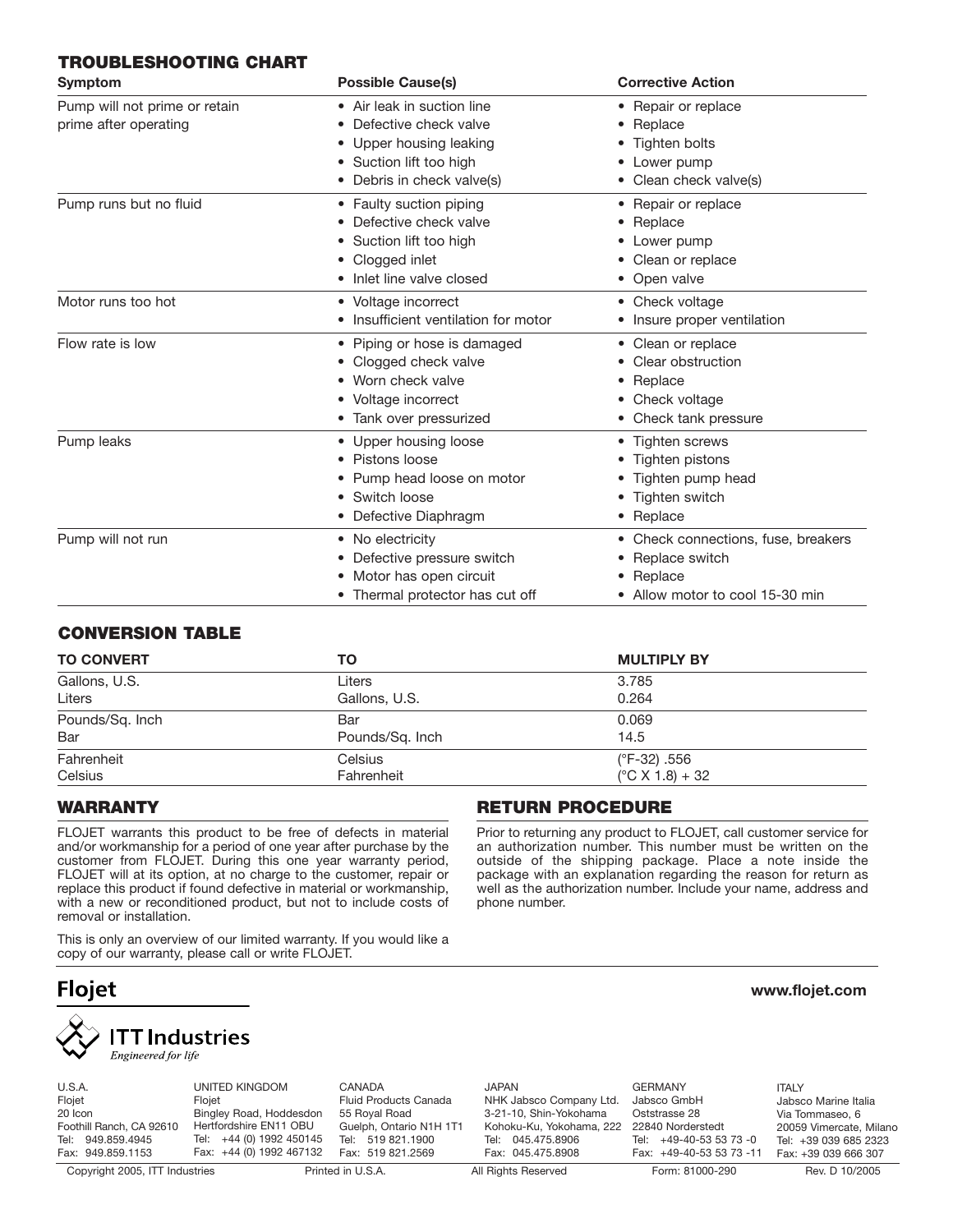## TROUBLESHOOTING CHART

| Symptom | Possible Cause(s) | Corrective Action |
|---|---|---|
| Pump will not prime or retain prime after operating | • Air leak in suction line<br>• Defective check valve<br>• Upper housing leaking<br>• Suction lift too high<br>• Debris in check valve(s) | • Repair or replace<br>• Replace<br>• Tighten bolts<br>• Lower pump<br>• Clean check valve(s) |
| Pump runs but no fluid | • Faulty suction piping<br>• Defective check valve<br>• Suction lift too high<br>• Clogged inlet<br>• Inlet line valve closed | • Repair or replace<br>• Replace<br>• Lower pump<br>• Clean or replace<br>• Open valve |
| Motor runs too hot | • Voltage incorrect<br>• Insufficient ventilation for motor | • Check voltage<br>• Insure proper ventilation |
| Flow rate is low | • Piping or hose is damaged<br>• Clogged check valve<br>• Worn check valve<br>• Voltage incorrect<br>• Tank over pressurized | • Clean or replace<br>• Clear obstruction<br>• Replace<br>• Check voltage<br>• Check tank pressure |
| Pump leaks | • Upper housing loose<br>• Pistons loose<br>• Pump head loose on motor<br>• Switch loose<br>• Defective Diaphragm | • Tighten screws<br>• Tighten pistons<br>• Tighten pump head<br>• Tighten switch<br>• Replace |
| Pump will not run | • No electricity<br>• Defective pressure switch<br>• Motor has open circuit<br>• Thermal protector has cut off | • Check connections, fuse, breakers<br>• Replace switch<br>• Replace<br>• Allow motor to cool 15-30 min |

## CONVERSION TABLE

| TO CONVERT | TO | MULTIPLY BY |
|---|---|---|
| Gallons, U.S. | Liters | 3.785 |
| Liters | Gallons, U.S. | 0.264 |
| Pounds/Sq. Inch | Bar | 0.069 |
| Bar | Pounds/Sq. Inch | 14.5 |
| Fahrenheit | Celsius | (°F-32) .556 |
| Celsius | Fahrenheit | (°C X 1.8) + 32 |

## WARRANTY

FLOJET warrants this product to be free of defects in material and/or workmanship for a period of one year after purchase by the customer from FLOJET. During this one year warranty period, FLOJET will at its option, at no charge to the customer, repair or replace this product if found defective in material or workmanship, with a new or reconditioned product, but not to include costs of removal or installation.

This is only an overview of our limited warranty. If you would like a copy of our warranty, please call or write FLOJET.

## RETURN PROCEDURE

Prior to returning any product to FLOJET, call customer service for an authorization number. This number must be written on the outside of the shipping package. Place a note inside the package with an explanation regarding the reason for return as well as the authorization number. Include your name, address and phone number.

**Flojet**

**www.flojet.com**

ITT Industries
*Engineered for life*

U.S.A.
Flojet
20 Icon
Foothill Ranch, CA 92610
Tel: 949.859.4945
Fax: 949.859.1153

UNITED KINGDOM
Flojet
Bingley Road, Hoddesdon
Hertfordshire EN11 OBU
Tel: +44 (0) 1992 450145
Fax: +44 (0) 1992 467132

CANADA
Fluid Products Canada
55 Royal Road
Guelph, Ontario N1H 1T1
Tel: 519 821.1900
Fax: 519 821.2569

JAPAN
NHK Jabsco Company Ltd.
3-21-10, Shin-Yokohama
Kohoku-Ku, Yokohama, 222
Tel: 045.475.8906
Fax: 045.475.8908

GERMANY
Jabsco GmbH
Oststrasse 28
22840 Norderstedt
Tel: +49-40-53 53 73 -0
Fax: +49-40-53 53 73 -11

ITALY
Jabsco Marine Italia
Via Tommaseo, 6
20059 Vimercate, Milano
Tel: +39 039 685 2323
Fax: +39 039 666 307

Copyright 2005, ITT Industries | Printed in U.S.A. | All Rights Reserved | Form: 81000-290 | Rev. D 10/2005